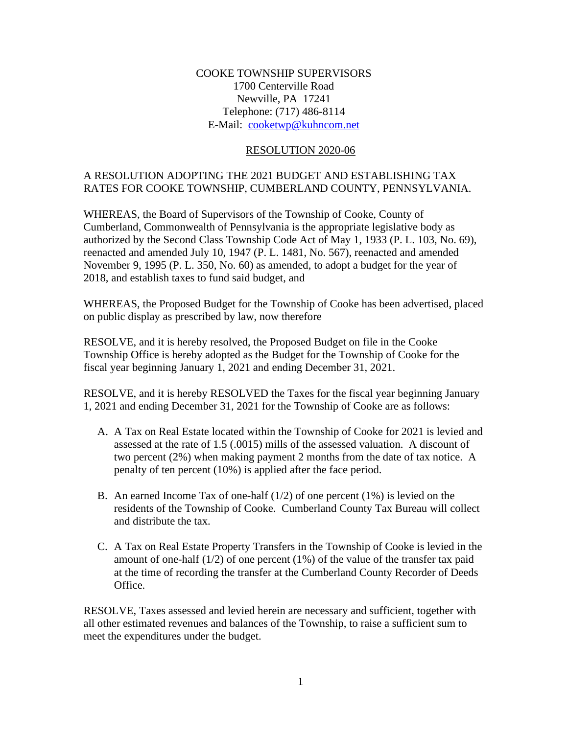COOKE TOWNSHIP SUPERVISORS
1700 Centerville Road
Newville, PA 17241
Telephone: (717) 486-8114
E-Mail: cooketwp@kuhncom.net

## RESOLUTION 2020-06

A RESOLUTION ADOPTING THE 2021 BUDGET AND ESTABLISHING TAX RATES FOR COOKE TOWNSHIP, CUMBERLAND COUNTY, PENNSYLVANIA.

WHEREAS, the Board of Supervisors of the Township of Cooke, County of Cumberland, Commonwealth of Pennsylvania is the appropriate legislative body as authorized by the Second Class Township Code Act of May 1, 1933 (P. L. 103, No. 69), reenacted and amended July 10, 1947 (P. L. 1481, No. 567), reenacted and amended November 9, 1995 (P. L. 350, No. 60) as amended, to adopt a budget for the year of 2018, and establish taxes to fund said budget, and

WHEREAS, the Proposed Budget for the Township of Cooke has been advertised, placed on public display as prescribed by law, now therefore

RESOLVE, and it is hereby resolved, the Proposed Budget on file in the Cooke Township Office is hereby adopted as the Budget for the Township of Cooke for the fiscal year beginning January 1, 2021 and ending December 31, 2021.

RESOLVE, and it is hereby RESOLVED the Taxes for the fiscal year beginning January 1, 2021 and ending December 31, 2021 for the Township of Cooke are as follows:

A. A Tax on Real Estate located within the Township of Cooke for 2021 is levied and assessed at the rate of 1.5 (.0015) mills of the assessed valuation. A discount of two percent (2%) when making payment 2 months from the date of tax notice. A penalty of ten percent (10%) is applied after the face period.

B. An earned Income Tax of one-half (1/2) of one percent (1%) is levied on the residents of the Township of Cooke. Cumberland County Tax Bureau will collect and distribute the tax.

C. A Tax on Real Estate Property Transfers in the Township of Cooke is levied in the amount of one-half (1/2) of one percent (1%) of the value of the transfer tax paid at the time of recording the transfer at the Cumberland County Recorder of Deeds Office.

RESOLVE, Taxes assessed and levied herein are necessary and sufficient, together with all other estimated revenues and balances of the Township, to raise a sufficient sum to meet the expenditures under the budget.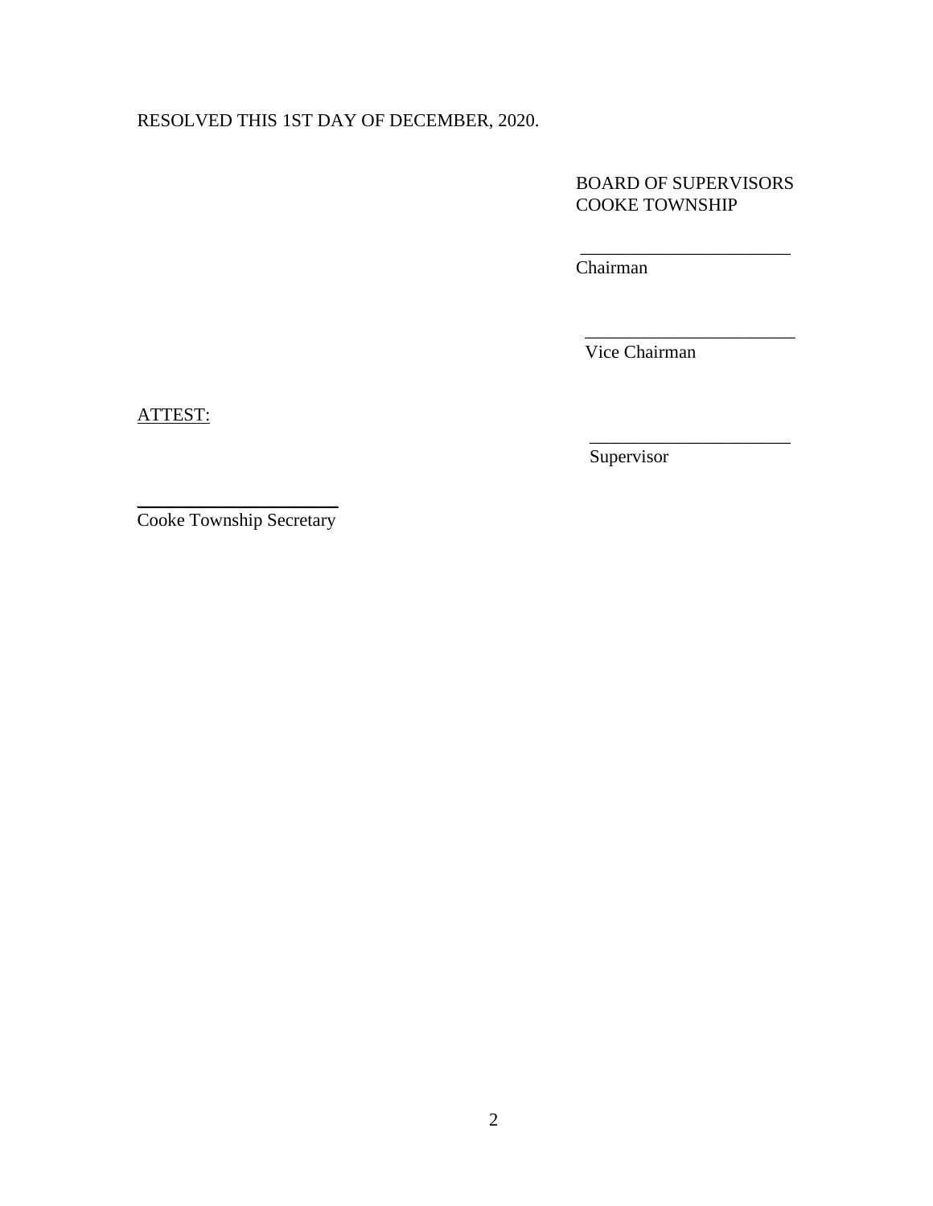RESOLVED THIS 1ST DAY OF DECEMBER, 2020.

BOARD OF SUPERVISORS
COOKE TOWNSHIP

________________________
Chairman

________________________
Vice Chairman

ATTEST:

________________________
Supervisor

________________________
Cooke Township Secretary